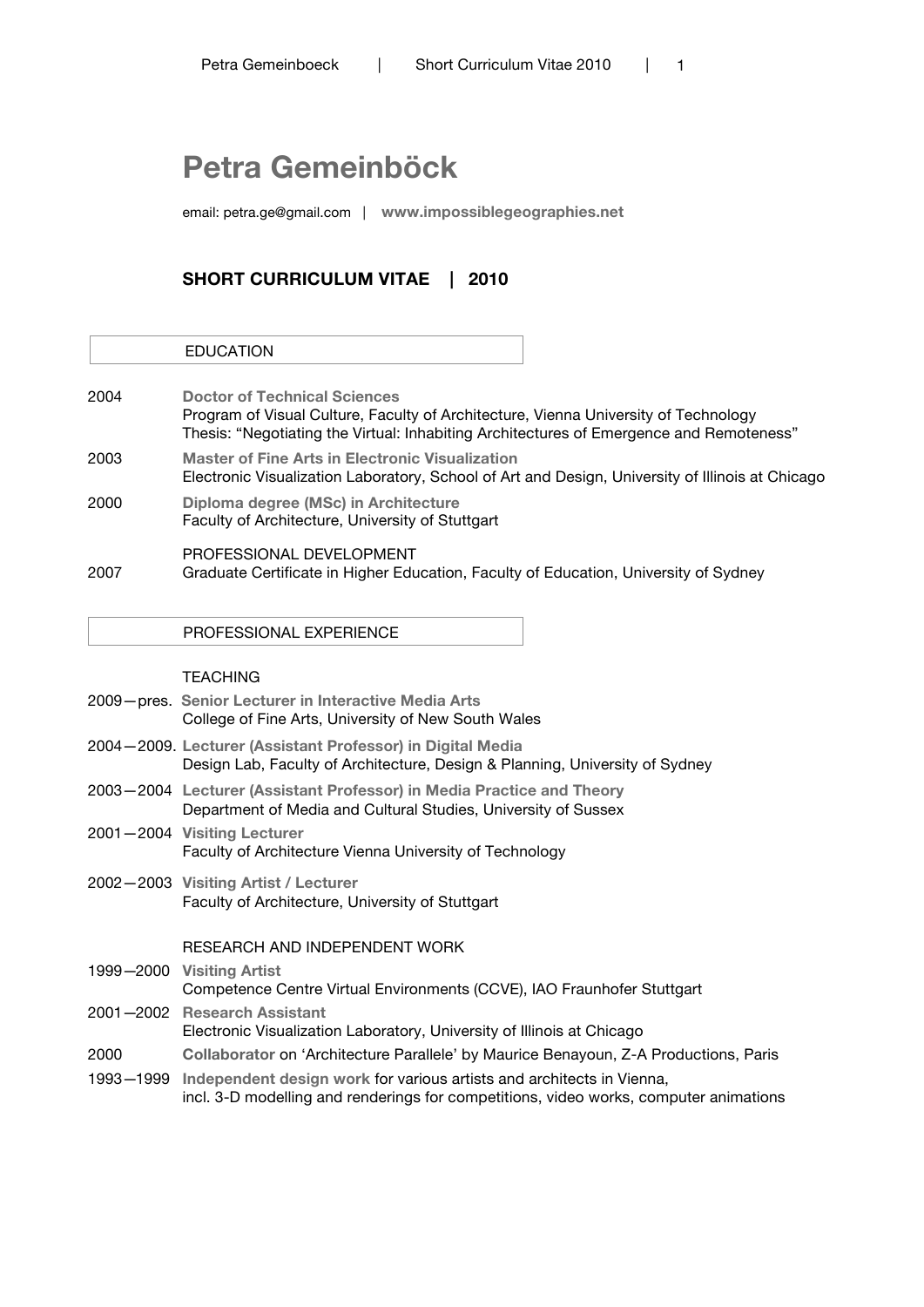# Petra Gemeinböck

email: petra.ge@gmail.com | **www.impossiblegeographies.net**

## SHORT CURRICULUM VITAE | 2010

### EDUCATION

2004 **Doctor of Technical Sciences**
Program of Visual Culture, Faculty of Architecture, Vienna University of Technology
Thesis: "Negotiating the Virtual: Inhabiting Architectures of Emergence and Remoteness"

2003 **Master of Fine Arts in Electronic Visualization**
Electronic Visualization Laboratory, School of Art and Design, University of Illinois at Chicago

2000 **Diploma degree (MSc) in Architecture**
Faculty of Architecture, University of Stuttgart

PROFESSIONAL DEVELOPMENT

2007 Graduate Certificate in Higher Education, Faculty of Education, University of Sydney

### PROFESSIONAL EXPERIENCE

TEACHING

2009—pres. **Senior Lecturer in Interactive Media Arts**
College of Fine Arts, University of New South Wales

2004—2009. **Lecturer (Assistant Professor) in Digital Media**
Design Lab, Faculty of Architecture, Design & Planning, University of Sydney

2003—2004 **Lecturer (Assistant Professor) in Media Practice and Theory**
Department of Media and Cultural Studies, University of Sussex

2001—2004 **Visiting Lecturer**
Faculty of Architecture Vienna University of Technology

2002—2003 **Visiting Artist / Lecturer**
Faculty of Architecture, University of Stuttgart

RESEARCH AND INDEPENDENT WORK

1999—2000 **Visiting Artist**
Competence Centre Virtual Environments (CCVE), IAO Fraunhofer Stuttgart

2001—2002 **Research Assistant**
Electronic Visualization Laboratory, University of Illinois at Chicago

2000 **Collaborator** on 'Architecture Parallele' by Maurice Benayoun, Z-A Productions, Paris

1993—1999 **Independent design work** for various artists and architects in Vienna,
incl. 3-D modelling and renderings for competitions, video works, computer animations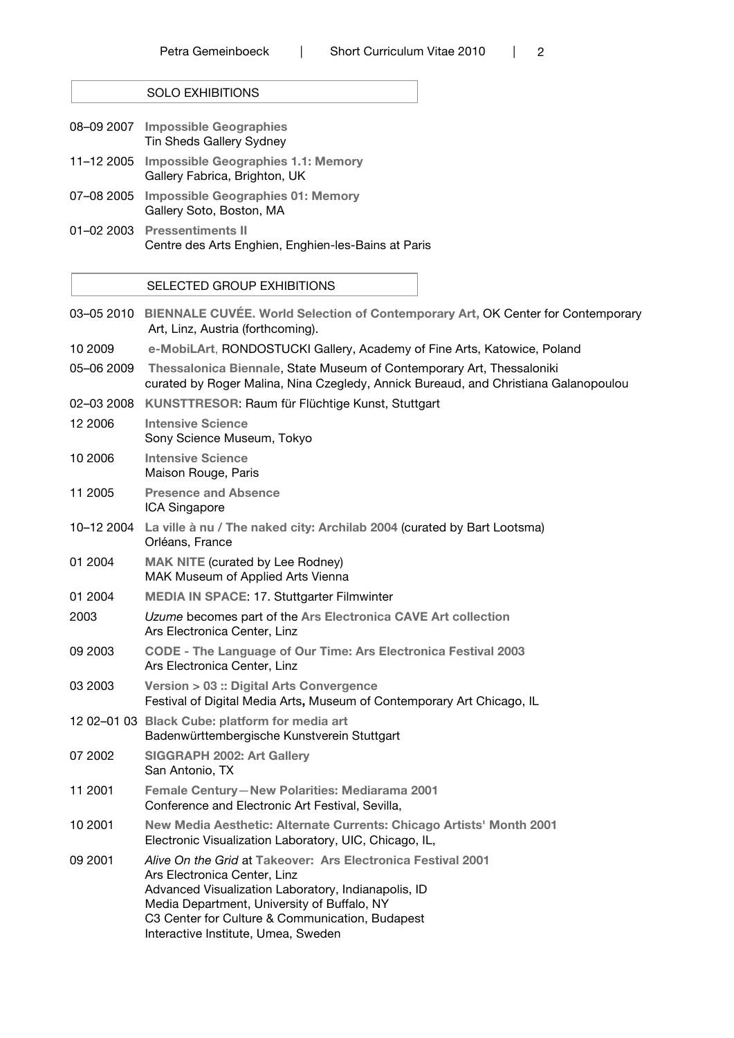## SOLO EXHIBITIONS

08–09 2007 **Impossible Geographies**
Tin Sheds Gallery Sydney

11–12 2005 **Impossible Geographies 1.1: Memory**
Gallery Fabrica, Brighton, UK

07–08 2005 **Impossible Geographies 01: Memory**
Gallery Soto, Boston, MA

01–02 2003 **Pressentiments II**
Centre des Arts Enghien, Enghien-les-Bains at Paris

## SELECTED GROUP EXHIBITIONS

03–05 2010 **BIENNALE CUVÉE. World Selection of Contemporary Art,** OK Center for Contemporary Art, Linz, Austria (forthcoming).

10 2009 **e-MobiLArt**, RONDOSTUCKI Gallery, Academy of Fine Arts, Katowice, Poland

05–06 2009 **Thessalonica Biennale**, State Museum of Contemporary Art, Thessaloniki
curated by Roger Malina, Nina Czegledy, Annick Bureaud, and Christiana Galanopoulou

02–03 2008 **KUNSTTRESOR**: Raum für Flüchtige Kunst, Stuttgart

12 2006 **Intensive Science**
Sony Science Museum, Tokyo

10 2006 **Intensive Science**
Maison Rouge, Paris

11 2005 **Presence and Absence**
ICA Singapore

10–12 2004 **La ville à nu / The naked city: Archilab 2004** (curated by Bart Lootsma)
Orléans, France

01 2004 **MAK NITE** (curated by Lee Rodney)
MAK Museum of Applied Arts Vienna

01 2004 **MEDIA IN SPACE**: 17. Stuttgarter Filmwinter

2003 *Uzume* becomes part of the **Ars Electronica CAVE Art collection**
Ars Electronica Center, Linz

09 2003 **CODE - The Language of Our Time: Ars Electronica Festival 2003**
Ars Electronica Center, Linz

03 2003 **Version > 03 :: Digital Arts Convergence**
Festival of Digital Media Arts**,** Museum of Contemporary Art Chicago, IL

12 02–01 03 **Black Cube: platform for media art**
Badenwürttembergische Kunstverein Stuttgart

07 2002 **SIGGRAPH 2002: Art Gallery**
San Antonio, TX

11 2001 **Female Century—New Polarities: Mediarama 2001**
Conference and Electronic Art Festival, Sevilla,

10 2001 **New Media Aesthetic: Alternate Currents: Chicago Artists' Month 2001**
Electronic Visualization Laboratory, UIC, Chicago, IL,

09 2001 *Alive On the Grid* at **Takeover: Ars Electronica Festival 2001**
Ars Electronica Center, Linz
Advanced Visualization Laboratory, Indianapolis, ID
Media Department, University of Buffalo, NY
C3 Center for Culture & Communication, Budapest
Interactive Institute, Umea, Sweden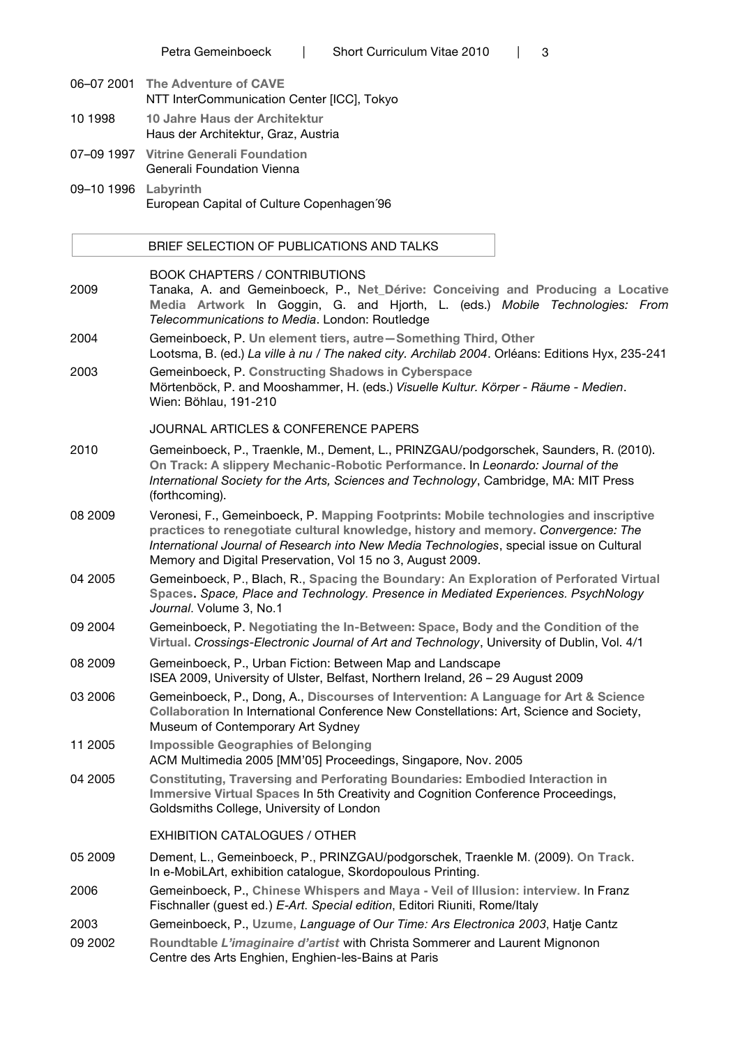06–07 2001 **The Adventure of CAVE**
NTT InterCommunication Center [ICC], Tokyo

10 1998 **10 Jahre Haus der Architektur**
Haus der Architektur, Graz, Austria

07–09 1997 **Vitrine Generali Foundation**
Generali Foundation Vienna

09–10 1996 **Labyrinth**
European Capital of Culture Copenhagen´96

## BRIEF SELECTION OF PUBLICATIONS AND TALKS

### BOOK CHAPTERS / CONTRIBUTIONS

2009 Tanaka, A. and Gemeinboeck, P., **Net_Dérive: Conceiving and Producing a Locative Media Artwork** In Goggin, G. and Hjorth, L. (eds.) *Mobile Technologies: From Telecommunications to Media*. London: Routledge

2004 Gemeinboeck, P. **Un element tiers, autre—Something Third, Other**
Lootsma, B. (ed.) *La ville à nu / The naked city. Archilab 2004*. Orléans: Editions Hyx, 235-241

2003 Gemeinboeck, P. **Constructing Shadows in Cyberspace**
Mörtenböck, P. and Mooshammer, H. (eds.) *Visuelle Kultur. Körper - Räume - Medien*. Wien: Böhlau, 191-210

### JOURNAL ARTICLES & CONFERENCE PAPERS

2010 Gemeinboeck, P., Traenkle, M., Dement, L., PRINZGAU/podgorschek, Saunders, R. (2010). **On Track: A slippery Mechanic-Robotic Performance**. In *Leonardo: Journal of the International Society for the Arts, Sciences and Technology*, Cambridge, MA: MIT Press (forthcoming).

08 2009 Veronesi, F., Gemeinboeck, P. **Mapping Footprints: Mobile technologies and inscriptive practices to renegotiate cultural knowledge, history and memory.** *Convergence: The International Journal of Research into New Media Technologies*, special issue on Cultural Memory and Digital Preservation, Vol 15 no 3, August 2009.

04 2005 Gemeinboeck, P., Blach, R., **Spacing the Boundary: An Exploration of Perforated Virtual Spaces.** *Space, Place and Technology. Presence in Mediated Experiences. PsychNology Journal*. Volume 3, No.1

09 2004 Gemeinboeck, P. **Negotiating the In-Between: Space, Body and the Condition of the Virtual.** *Crossings-Electronic Journal of Art and Technology*, University of Dublin, Vol. 4/1

08 2009 Gemeinboeck, P., Urban Fiction: Between Map and Landscape
ISEA 2009, University of Ulster, Belfast, Northern Ireland, 26 – 29 August 2009

03 2006 Gemeinboeck, P., Dong, A., **Discourses of Intervention: A Language for Art & Science Collaboration** In International Conference New Constellations: Art, Science and Society, Museum of Contemporary Art Sydney

11 2005 **Impossible Geographies of Belonging**
ACM Multimedia 2005 [MM'05] Proceedings, Singapore, Nov. 2005

04 2005 **Constituting, Traversing and Perforating Boundaries: Embodied Interaction in Immersive Virtual Spaces** In 5th Creativity and Cognition Conference Proceedings, Goldsmiths College, University of London

### EXHIBITION CATALOGUES / OTHER

05 2009 Dement, L., Gemeinboeck, P., PRINZGAU/podgorschek, Traenkle M. (2009). **On Track**. In e-MobiLArt, exhibition catalogue, Skordopoulous Printing.

2006 Gemeinboeck, P., **Chinese Whispers and Maya - Veil of Illusion: interview.** In Franz Fischnaller (guest ed.) *E-Art. Special edition*, Editori Riuniti, Rome/Italy

2003 Gemeinboeck, P., **Uzume,** *Language of Our Time: Ars Electronica 2003*, Hatje Cantz

09 2002 **Roundtable *L'imaginaire d'artist*** with Christa Sommerer and Laurent Mignonon
Centre des Arts Enghien, Enghien-les-Bains at Paris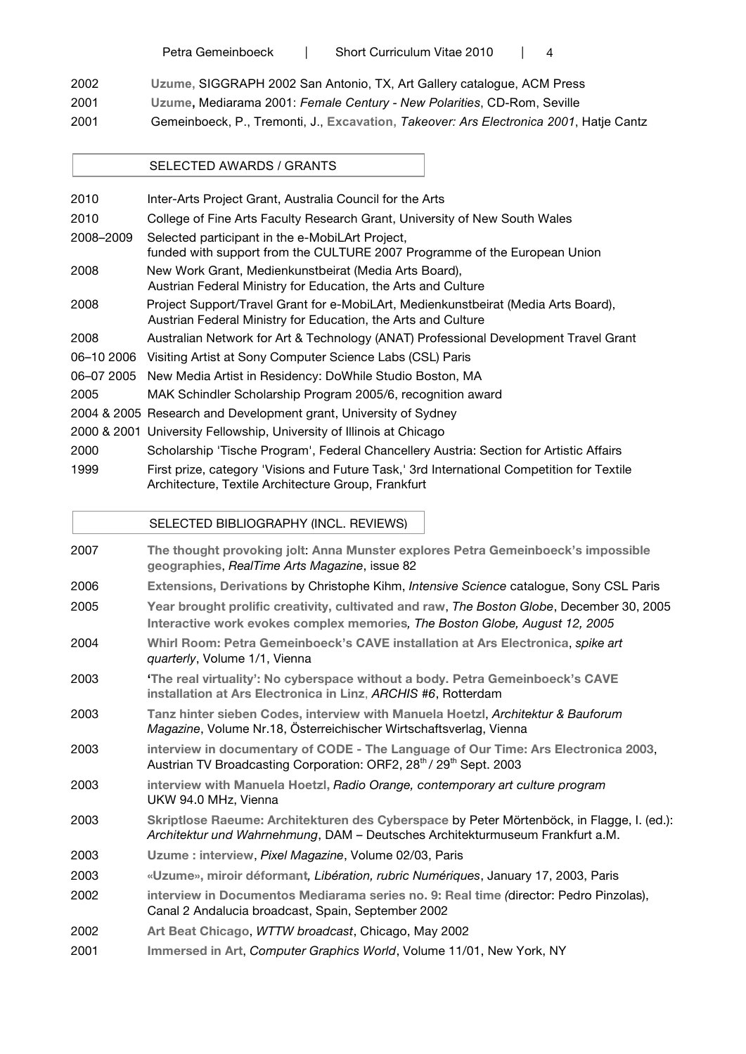2002 **Uzume,** SIGGRAPH 2002 San Antonio, TX, Art Gallery catalogue, ACM Press

2001 **Uzume,** Mediarama 2001: *Female Century - New Polarities*, CD-Rom, Seville

2001 Gemeinboeck, P., Tremonti, J., **Excavation,** *Takeover: Ars Electronica 2001*, Hatje Cantz

## SELECTED AWARDS / GRANTS

2010 Inter-Arts Project Grant, Australia Council for the Arts

2010 College of Fine Arts Faculty Research Grant, University of New South Wales

2008–2009 Selected participant in the e-MobiLArt Project,
funded with support from the CULTURE 2007 Programme of the European Union

2008 New Work Grant, Medienkunstbeirat (Media Arts Board),
Austrian Federal Ministry for Education, the Arts and Culture

2008 Project Support/Travel Grant for e-MobiLArt, Medienkunstbeirat (Media Arts Board),
Austrian Federal Ministry for Education, the Arts and Culture

2008 Australian Network for Art & Technology (ANAT) Professional Development Travel Grant

06–10 2006 Visiting Artist at Sony Computer Science Labs (CSL) Paris

06–07 2005 New Media Artist in Residency: DoWhile Studio Boston, MA

2005 MAK Schindler Scholarship Program 2005/6, recognition award

2004 & 2005 Research and Development grant, University of Sydney

2000 & 2001 University Fellowship, University of Illinois at Chicago

2000 Scholarship 'Tische Program', Federal Chancellery Austria: Section for Artistic Affairs

1999 First prize, category 'Visions and Future Task,' 3rd International Competition for Textile Architecture, Textile Architecture Group, Frankfurt

## SELECTED BIBLIOGRAPHY (INCL. REVIEWS)

2007 **The thought provoking jolt: Anna Munster explores Petra Gemeinboeck's impossible geographies**, *RealTime Arts Magazine*, issue 82

2006 **Extensions, Derivations** by Christophe Kihm, *Intensive Science* catalogue, Sony CSL Paris

2005 **Year brought prolific creativity, cultivated and raw**, *The Boston Globe*, December 30, 2005
**Interactive work evokes complex memories***, The Boston Globe, August 12, 2005*

2004 **Whirl Room: Petra Gemeinboeck's CAVE installation at Ars Electronica**, *spike art quarterly*, Volume 1/1, Vienna

2003 **'The real virtuality': No cyberspace without a body. Petra Gemeinboeck's CAVE installation at Ars Electronica in Linz**, *ARCHIS #6*, Rotterdam

2003 **Tanz hinter sieben Codes, interview with Manuela Hoetzl**, *Architektur & Bauforum Magazine*, Volume Nr.18, Österreichischer Wirtschaftsverlag, Vienna

2003 **interview in documentary of CODE - The Language of Our Time: Ars Electronica 2003**, Austrian TV Broadcasting Corporation: ORF2, 28th / 29th Sept. 2003

2003 **interview with Manuela Hoetzl,** *Radio Orange, contemporary art culture program* UKW 94.0 MHz, Vienna

2003 **Skriptlose Raeume: Architekturen des Cyberspace** by Peter Mörtenböck, in Flagge, I. (ed.): *Architektur und Wahrnehmung*, DAM – Deutsches Architekturmuseum Frankfurt a.M.

2003 **Uzume : interview**, *Pixel Magazine*, Volume 02/03, Paris

2003 **«Uzume», miroir déformant***, Libération, rubric Numériques*, January 17, 2003, Paris

2002 **interview in Documentos Mediarama series no. 9: Real time** *(*director: Pedro Pinzolas), Canal 2 Andalucia broadcast, Spain, September 2002

2002 **Art Beat Chicago**, *WTTW broadcast*, Chicago, May 2002

2001 **Immersed in Art**, *Computer Graphics World*, Volume 11/01, New York, NY